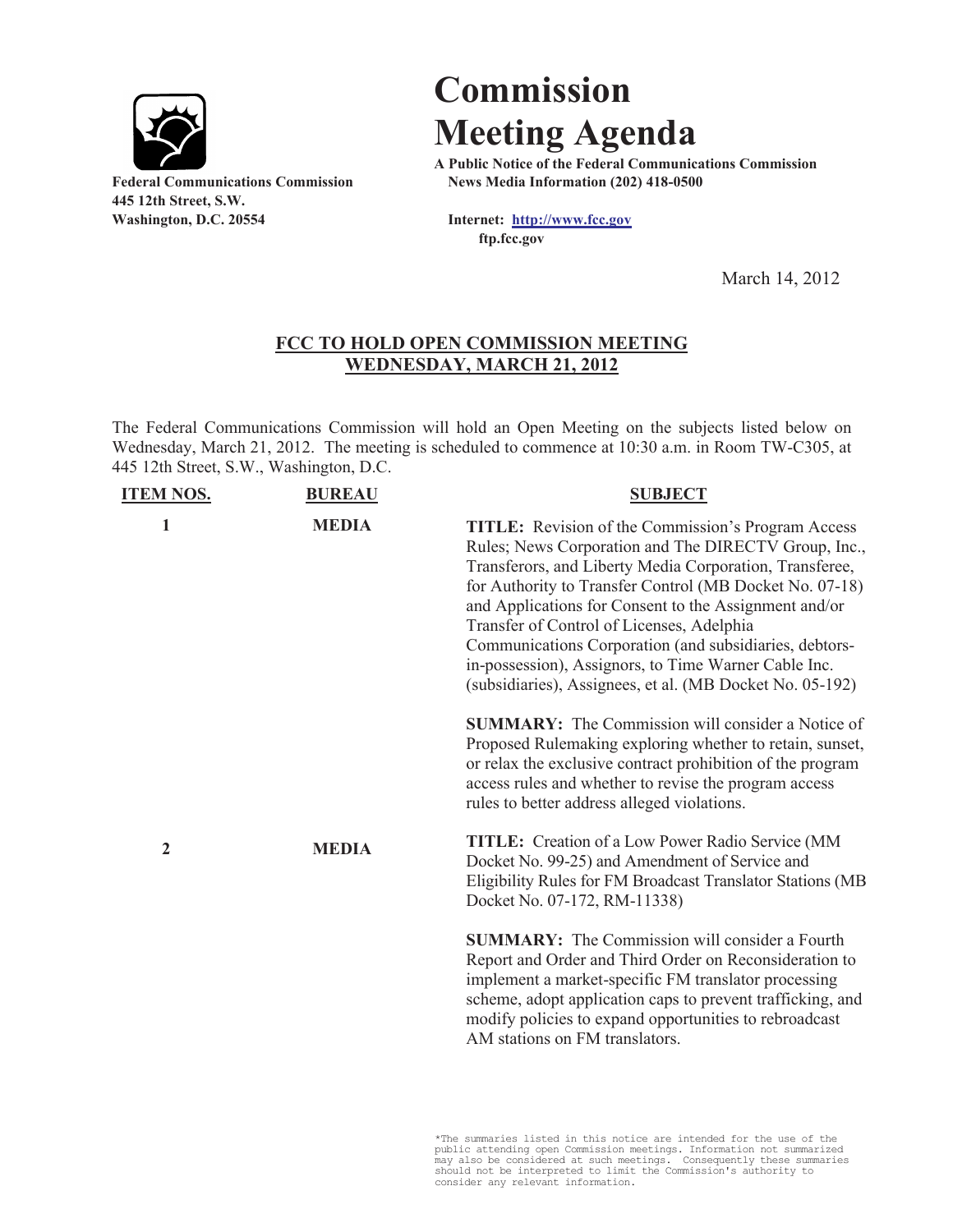**Federal Communications Commission**
**445 12th Street, S.W.**
**Washington, D.C. 20554**

# Commission Meeting Agenda

**A Public Notice of the Federal Communications Commission**
**News Media Information (202) 418-0500**

**Internet: http://www.fcc.gov**
**ftp.fcc.gov**

March 14, 2012

## FCC TO HOLD OPEN COMMISSION MEETING WEDNESDAY, MARCH 21, 2012

The Federal Communications Commission will hold an Open Meeting on the subjects listed below on Wednesday, March 21, 2012. The meeting is scheduled to commence at 10:30 a.m. in Room TW-C305, at 445 12th Street, S.W., Washington, D.C.

| ITEM NOS. | BUREAU | SUBJECT |
|---|---|---|
| 1 | MEDIA | **TITLE:** Revision of the Commission's Program Access Rules; News Corporation and The DIRECTV Group, Inc., Transferors, and Liberty Media Corporation, Transferee, for Authority to Transfer Control (MB Docket No. 07-18) and Applications for Consent to the Assignment and/or Transfer of Control of Licenses, Adelphia Communications Corporation (and subsidiaries, debtors-in-possession), Assignors, to Time Warner Cable Inc. (subsidiaries), Assignees, et al. (MB Docket No. 05-192)<br><br>**SUMMARY:** The Commission will consider a Notice of Proposed Rulemaking exploring whether to retain, sunset, or relax the exclusive contract prohibition of the program access rules and whether to revise the program access rules to better address alleged violations. |
| 2 | MEDIA | **TITLE:** Creation of a Low Power Radio Service (MM Docket No. 99-25) and Amendment of Service and Eligibility Rules for FM Broadcast Translator Stations (MB Docket No. 07-172, RM-11338)<br><br>**SUMMARY:** The Commission will consider a Fourth Report and Order and Third Order on Reconsideration to implement a market-specific FM translator processing scheme, adopt application caps to prevent trafficking, and modify policies to expand opportunities to rebroadcast AM stations on FM translators. |

*The summaries listed in this notice are intended for the use of the public attending open Commission meetings. Information not summarized may also be considered at such meetings. Consequently these summaries should not be interpreted to limit the Commission's authority to consider any relevant information.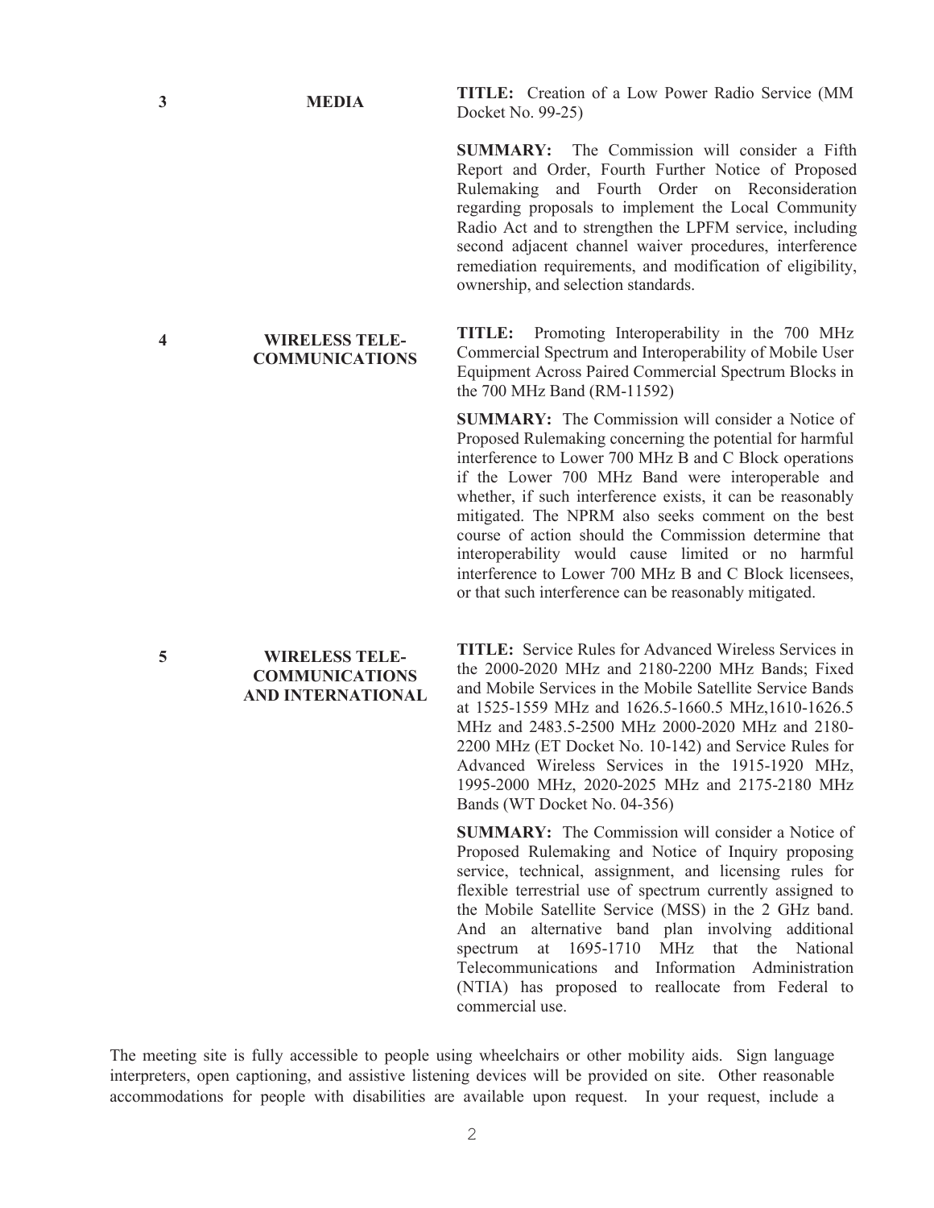| | | |
|---|---|---|
| **3** | **MEDIA** | **TITLE:** Creation of a Low Power Radio Service (MM Docket No. 99-25)<br><br>**SUMMARY:** The Commission will consider a Fifth Report and Order, Fourth Further Notice of Proposed Rulemaking and Fourth Order on Reconsideration regarding proposals to implement the Local Community Radio Act and to strengthen the LPFM service, including second adjacent channel waiver procedures, interference remediation requirements, and modification of eligibility, ownership, and selection standards. |
| **4** | **WIRELESS TELE-COMMUNICATIONS** | **TITLE:** Promoting Interoperability in the 700 MHz Commercial Spectrum and Interoperability of Mobile User Equipment Across Paired Commercial Spectrum Blocks in the 700 MHz Band (RM-11592)<br><br>**SUMMARY:** The Commission will consider a Notice of Proposed Rulemaking concerning the potential for harmful interference to Lower 700 MHz B and C Block operations if the Lower 700 MHz Band were interoperable and whether, if such interference exists, it can be reasonably mitigated. The NPRM also seeks comment on the best course of action should the Commission determine that interoperability would cause limited or no harmful interference to Lower 700 MHz B and C Block licensees, or that such interference can be reasonably mitigated. |
| **5** | **WIRELESS TELE-COMMUNICATIONS AND INTERNATIONAL** | **TITLE:** Service Rules for Advanced Wireless Services in the 2000-2020 MHz and 2180-2200 MHz Bands; Fixed and Mobile Services in the Mobile Satellite Service Bands at 1525-1559 MHz and 1626.5-1660.5 MHz,1610-1626.5 MHz and 2483.5-2500 MHz 2000-2020 MHz and 2180-2200 MHz (ET Docket No. 10-142) and Service Rules for Advanced Wireless Services in the 1915-1920 MHz, 1995-2000 MHz, 2020-2025 MHz and 2175-2180 MHz Bands (WT Docket No. 04-356)<br><br>**SUMMARY:** The Commission will consider a Notice of Proposed Rulemaking and Notice of Inquiry proposing service, technical, assignment, and licensing rules for flexible terrestrial use of spectrum currently assigned to the Mobile Satellite Service (MSS) in the 2 GHz band. And an alternative band plan involving additional spectrum at 1695-1710 MHz that the National Telecommunications and Information Administration (NTIA) has proposed to reallocate from Federal to commercial use. |

The meeting site is fully accessible to people using wheelchairs or other mobility aids. Sign language interpreters, open captioning, and assistive listening devices will be provided on site. Other reasonable accommodations for people with disabilities are available upon request. In your request, include a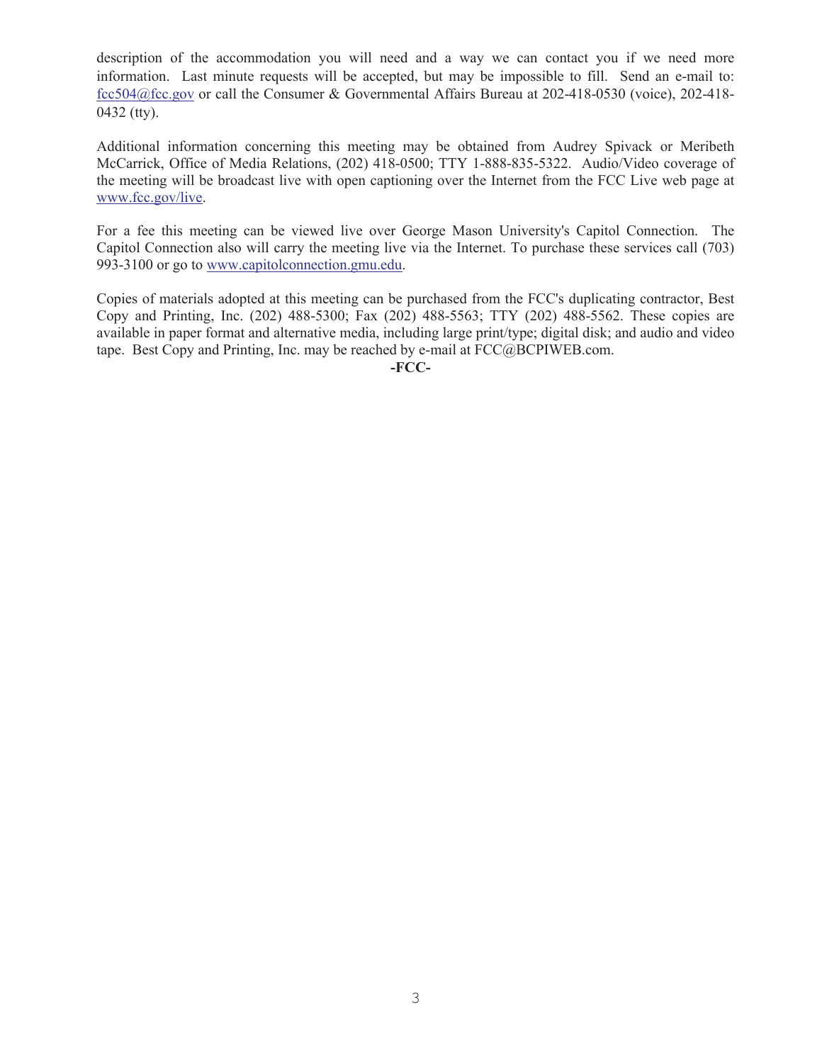description of the accommodation you will need and a way we can contact you if we need more information. Last minute requests will be accepted, but may be impossible to fill. Send an e-mail to: fcc504@fcc.gov or call the Consumer & Governmental Affairs Bureau at 202-418-0530 (voice), 202-418-0432 (tty).

Additional information concerning this meeting may be obtained from Audrey Spivack or Meribeth McCarrick, Office of Media Relations, (202) 418-0500; TTY 1-888-835-5322. Audio/Video coverage of the meeting will be broadcast live with open captioning over the Internet from the FCC Live web page at www.fcc.gov/live.

For a fee this meeting can be viewed live over George Mason University's Capitol Connection. The Capitol Connection also will carry the meeting live via the Internet. To purchase these services call (703) 993-3100 or go to www.capitolconnection.gmu.edu.

Copies of materials adopted at this meeting can be purchased from the FCC's duplicating contractor, Best Copy and Printing, Inc. (202) 488-5300; Fax (202) 488-5563; TTY (202) 488-5562. These copies are available in paper format and alternative media, including large print/type; digital disk; and audio and video tape. Best Copy and Printing, Inc. may be reached by e-mail at FCC@BCPIWEB.com.

**-FCC-**